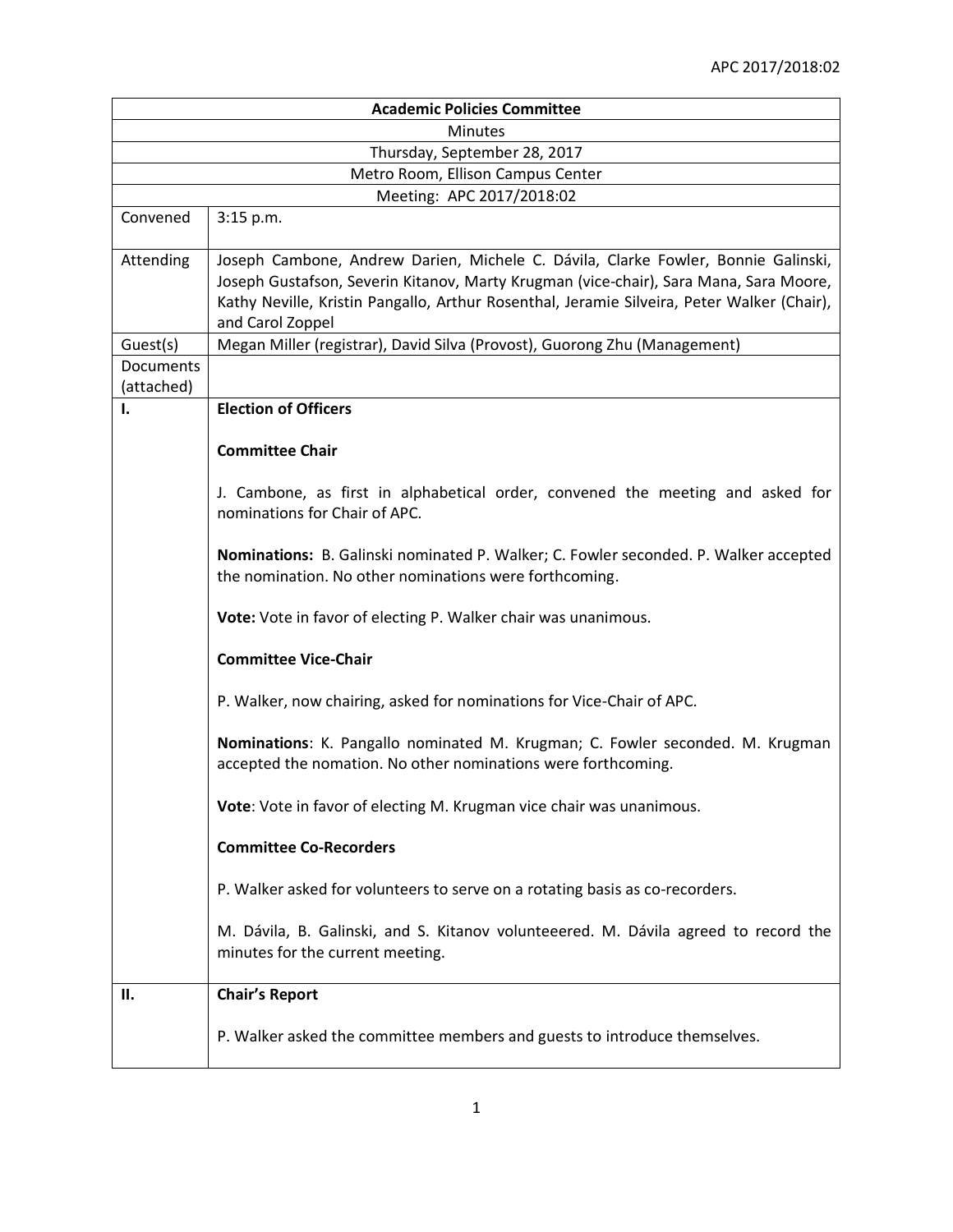| **Academic Policies Committee** | |
|---|---|
| Minutes | |
| Thursday, September 28, 2017 | |
| Metro Room, Ellison Campus Center | |
| Meeting: APC 2017/2018:02 | |
| Convened | 3:15 p.m. |
| Attending | Joseph Cambone, Andrew Darien, Michele C. Dávila, Clarke Fowler, Bonnie Galinski, Joseph Gustafson, Severin Kitanov, Marty Krugman (vice-chair), Sara Mana, Sara Moore, Kathy Neville, Kristin Pangallo, Arthur Rosenthal, Jeramie Silveira, Peter Walker (Chair), and Carol Zoppel |
| Guest(s) | Megan Miller (registrar), David Silva (Provost), Guorong Zhu (Management) |
| Documents (attached) | |
| **I.** | **Election of Officers**<br><br>**Committee Chair**<br><br>J. Cambone, as first in alphabetical order, convened the meeting and asked for nominations for Chair of APC.<br><br>**Nominations:** B. Galinski nominated P. Walker; C. Fowler seconded. P. Walker accepted the nomination. No other nominations were forthcoming.<br><br>**Vote:** Vote in favor of electing P. Walker chair was unanimous.<br><br>**Committee Vice-Chair**<br><br>P. Walker, now chairing, asked for nominations for Vice-Chair of APC.<br><br>**Nominations**: K. Pangallo nominated M. Krugman; C. Fowler seconded. M. Krugman accepted the nomation. No other nominations were forthcoming.<br><br>**Vote**: Vote in favor of electing M. Krugman vice chair was unanimous.<br><br>**Committee Co-Recorders**<br><br>P. Walker asked for volunteers to serve on a rotating basis as co-recorders.<br><br>M. Dávila, B. Galinski, and S. Kitanov volunteeered. M. Dávila agreed to record the minutes for the current meeting. |
| **II.** | **Chair's Report**<br><br>P. Walker asked the committee members and guests to introduce themselves. |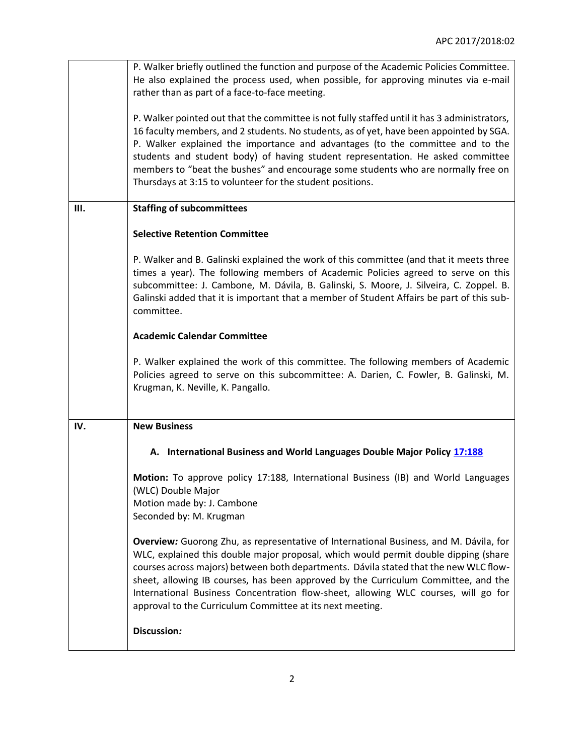P. Walker briefly outlined the function and purpose of the Academic Policies Committee. He also explained the process used, when possible, for approving minutes via e-mail rather than as part of a face-to-face meeting.

P. Walker pointed out that the committee is not fully staffed until it has 3 administrators, 16 faculty members, and 2 students. No students, as of yet, have been appointed by SGA. P. Walker explained the importance and advantages (to the committee and to the students and student body) of having student representation. He asked committee members to "beat the bushes" and encourage some students who are normally free on Thursdays at 3:15 to volunteer for the student positions.

## III. Staffing of subcommittees

**Selective Retention Committee**

P. Walker and B. Galinski explained the work of this committee (and that it meets three times a year). The following members of Academic Policies agreed to serve on this subcommittee: J. Cambone, M. Dávila, B. Galinski, S. Moore, J. Silveira, C. Zoppel. B. Galinski added that it is important that a member of Student Affairs be part of this sub-committee.

**Academic Calendar Committee**

P. Walker explained the work of this committee. The following members of Academic Policies agreed to serve on this subcommittee: A. Darien, C. Fowler, B. Galinski, M. Krugman, K. Neville, K. Pangallo.

## IV. New Business

### A. International Business and World Languages Double Major Policy 17:188

**Motion:** To approve policy 17:188, International Business (IB) and World Languages (WLC) Double Major
Motion made by: J. Cambone
Seconded by: M. Krugman

**Overview:** Guorong Zhu, as representative of International Business, and M. Dávila, for WLC, explained this double major proposal, which would permit double dipping (share courses across majors) between both departments. Dávila stated that the new WLC flow-sheet, allowing IB courses, has been approved by the Curriculum Committee, and the International Business Concentration flow-sheet, allowing WLC courses, will go for approval to the Curriculum Committee at its next meeting.

**Discussion:**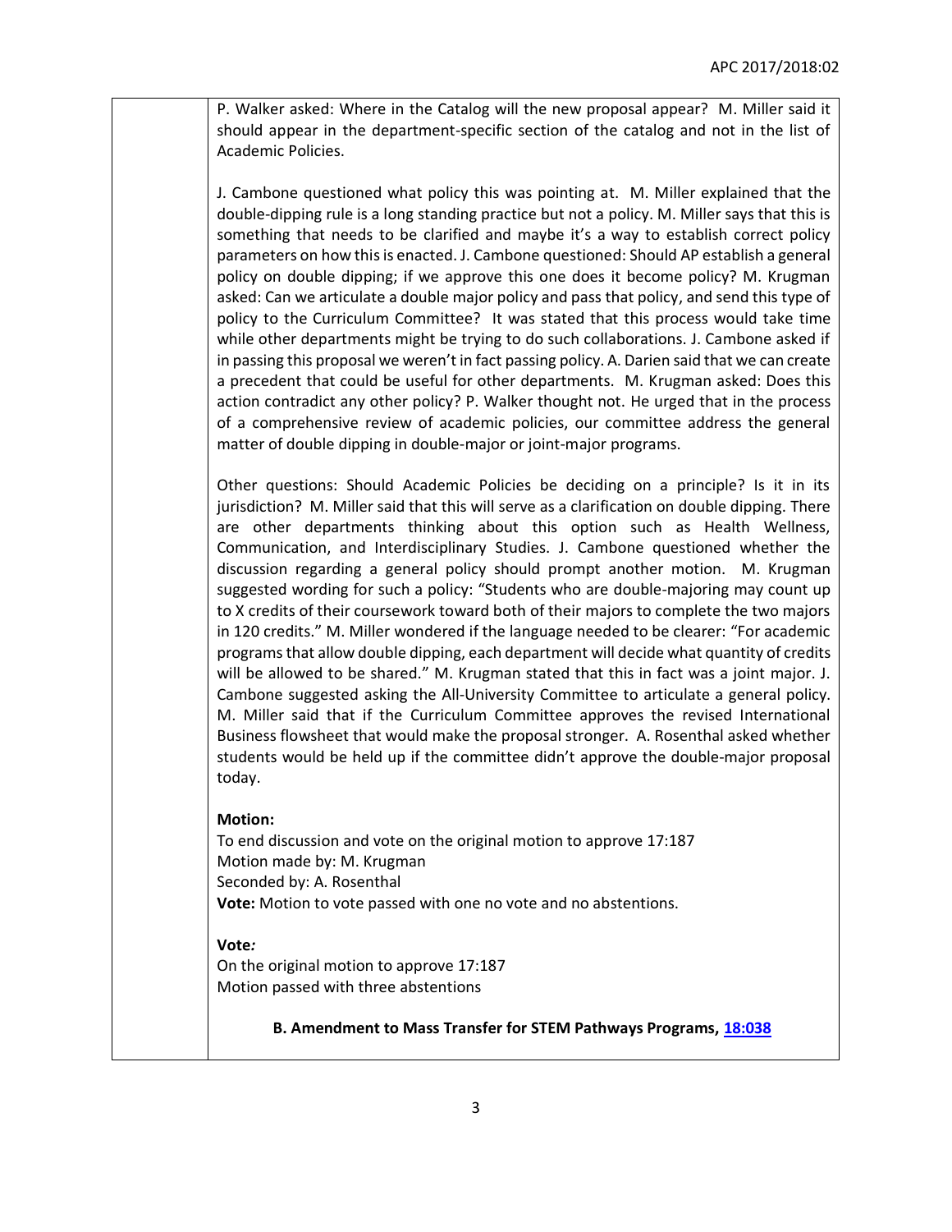P. Walker asked: Where in the Catalog will the new proposal appear? M. Miller said it should appear in the department-specific section of the catalog and not in the list of Academic Policies.

J. Cambone questioned what policy this was pointing at. M. Miller explained that the double-dipping rule is a long standing practice but not a policy. M. Miller says that this is something that needs to be clarified and maybe it's a way to establish correct policy parameters on how this is enacted. J. Cambone questioned: Should AP establish a general policy on double dipping; if we approve this one does it become policy? M. Krugman asked: Can we articulate a double major policy and pass that policy, and send this type of policy to the Curriculum Committee? It was stated that this process would take time while other departments might be trying to do such collaborations. J. Cambone asked if in passing this proposal we weren't in fact passing policy. A. Darien said that we can create a precedent that could be useful for other departments. M. Krugman asked: Does this action contradict any other policy? P. Walker thought not. He urged that in the process of a comprehensive review of academic policies, our committee address the general matter of double dipping in double-major or joint-major programs.

Other questions: Should Academic Policies be deciding on a principle? Is it in its jurisdiction? M. Miller said that this will serve as a clarification on double dipping. There are other departments thinking about this option such as Health Wellness, Communication, and Interdisciplinary Studies. J. Cambone questioned whether the discussion regarding a general policy should prompt another motion. M. Krugman suggested wording for such a policy: "Students who are double-majoring may count up to X credits of their coursework toward both of their majors to complete the two majors in 120 credits." M. Miller wondered if the language needed to be clearer: "For academic programs that allow double dipping, each department will decide what quantity of credits will be allowed to be shared." M. Krugman stated that this in fact was a joint major. J. Cambone suggested asking the All-University Committee to articulate a general policy. M. Miller said that if the Curriculum Committee approves the revised International Business flowsheet that would make the proposal stronger. A. Rosenthal asked whether students would be held up if the committee didn't approve the double-major proposal today.

**Motion:**
To end discussion and vote on the original motion to approve 17:187
Motion made by: M. Krugman
Seconded by: A. Rosenthal
**Vote:** Motion to vote passed with one no vote and no abstentions.

**Vote:**
On the original motion to approve 17:187
Motion passed with three abstentions

**B. Amendment to Mass Transfer for STEM Pathways Programs, 18:038**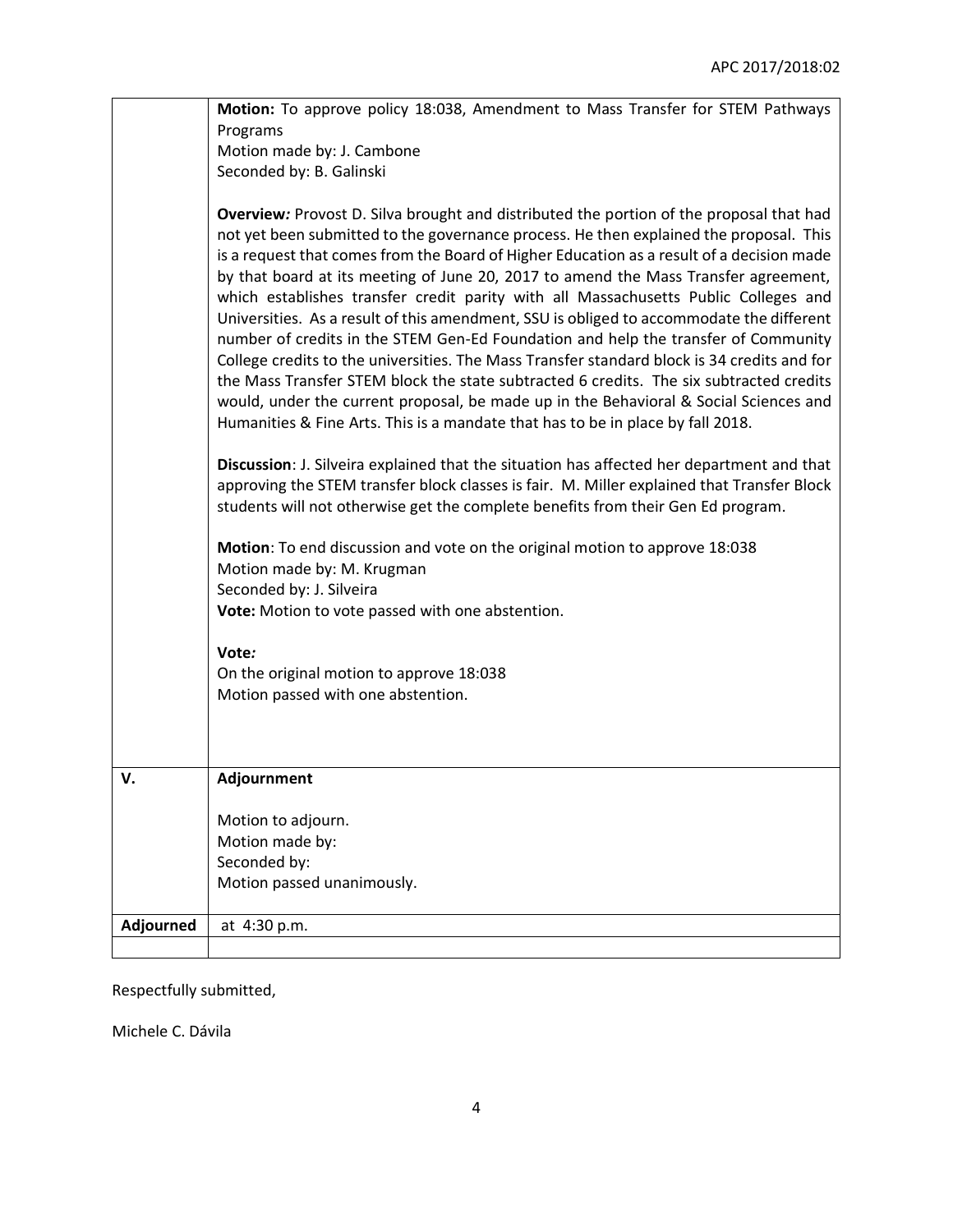|  | **Motion:** To approve policy 18:038, Amendment to Mass Transfer for STEM Pathways Programs<br>Motion made by: J. Cambone<br>Seconded by: B. Galinski<br><br>***Overview:*** Provost D. Silva brought and distributed the portion of the proposal that had not yet been submitted to the governance process. He then explained the proposal. This is a request that comes from the Board of Higher Education as a result of a decision made by that board at its meeting of June 20, 2017 to amend the Mass Transfer agreement, which establishes transfer credit parity with all Massachusetts Public Colleges and Universities. As a result of this amendment, SSU is obliged to accommodate the different number of credits in the STEM Gen-Ed Foundation and help the transfer of Community College credits to the universities. The Mass Transfer standard block is 34 credits and for the Mass Transfer STEM block the state subtracted 6 credits. The six subtracted credits would, under the current proposal, be made up in the Behavioral & Social Sciences and Humanities & Fine Arts. This is a mandate that has to be in place by fall 2018.<br><br>**Discussion**: J. Silveira explained that the situation has affected her department and that approving the STEM transfer block classes is fair. M. Miller explained that Transfer Block students will not otherwise get the complete benefits from their Gen Ed program.<br><br>**Motion**: To end discussion and vote on the original motion to approve 18:038<br>Motion made by: M. Krugman<br>Seconded by: J. Silveira<br>**Vote:** Motion to vote passed with one abstention.<br><br>***Vote:***<br>On the original motion to approve 18:038<br>Motion passed with one abstention. |
|---|---|
| **V.** | **Adjournment**<br><br>Motion to adjourn.<br>Motion made by:<br>Seconded by:<br>Motion passed unanimously. |
| **Adjourned** | at 4:30 p.m. |
|  |  |

Respectfully submitted,

Michele C. Dávila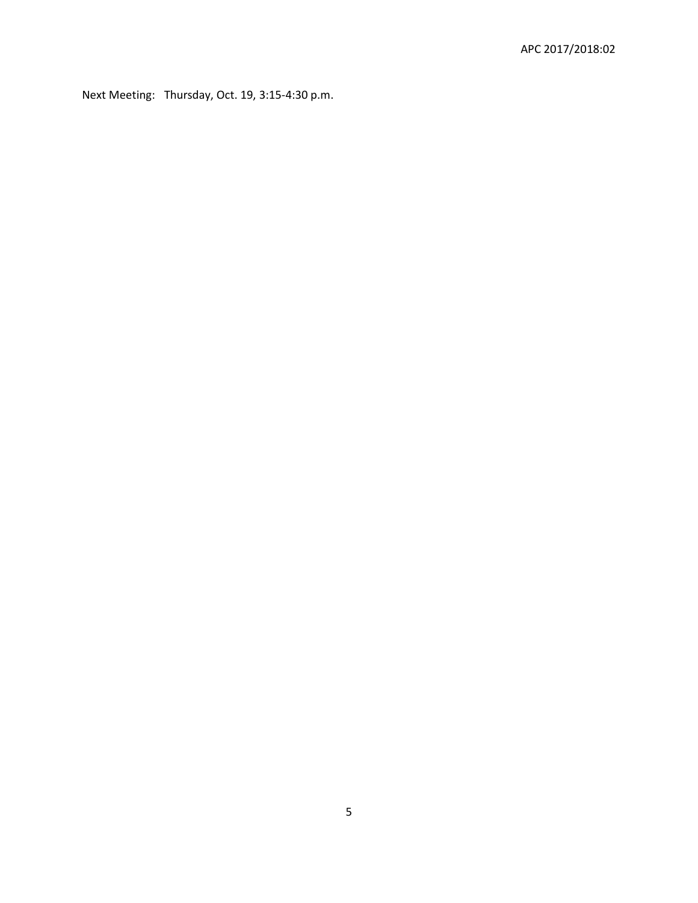Next Meeting: Thursday, Oct. 19, 3:15-4:30 p.m.